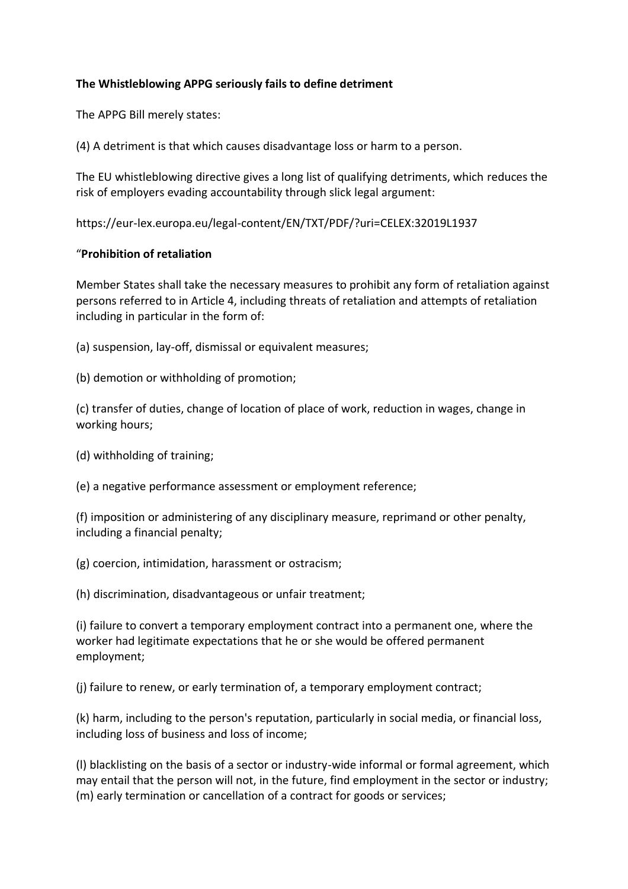**The Whistleblowing APPG seriously fails to define detriment**

The APPG Bill merely states:

(4) A detriment is that which causes disadvantage loss or harm to a person.

The EU whistleblowing directive gives a long list of qualifying detriments, which reduces the risk of employers evading accountability through slick legal argument:

https://eur-lex.europa.eu/legal-content/EN/TXT/PDF/?uri=CELEX:32019L1937

"**Prohibition of retaliation**

Member States shall take the necessary measures to prohibit any form of retaliation against persons referred to in Article 4, including threats of retaliation and attempts of retaliation including in particular in the form of:

(a) suspension, lay-off, dismissal or equivalent measures;

(b) demotion or withholding of promotion;

(c) transfer of duties, change of location of place of work, reduction in wages, change in working hours;

(d) withholding of training;

(e) a negative performance assessment or employment reference;

(f) imposition or administering of any disciplinary measure, reprimand or other penalty, including a financial penalty;

(g) coercion, intimidation, harassment or ostracism;

(h) discrimination, disadvantageous or unfair treatment;

(i) failure to convert a temporary employment contract into a permanent one, where the worker had legitimate expectations that he or she would be offered permanent employment;

(j) failure to renew, or early termination of, a temporary employment contract;

(k) harm, including to the person's reputation, particularly in social media, or financial loss, including loss of business and loss of income;

(l) blacklisting on the basis of a sector or industry-wide informal or formal agreement, which may entail that the person will not, in the future, find employment in the sector or industry;
(m) early termination or cancellation of a contract for goods or services;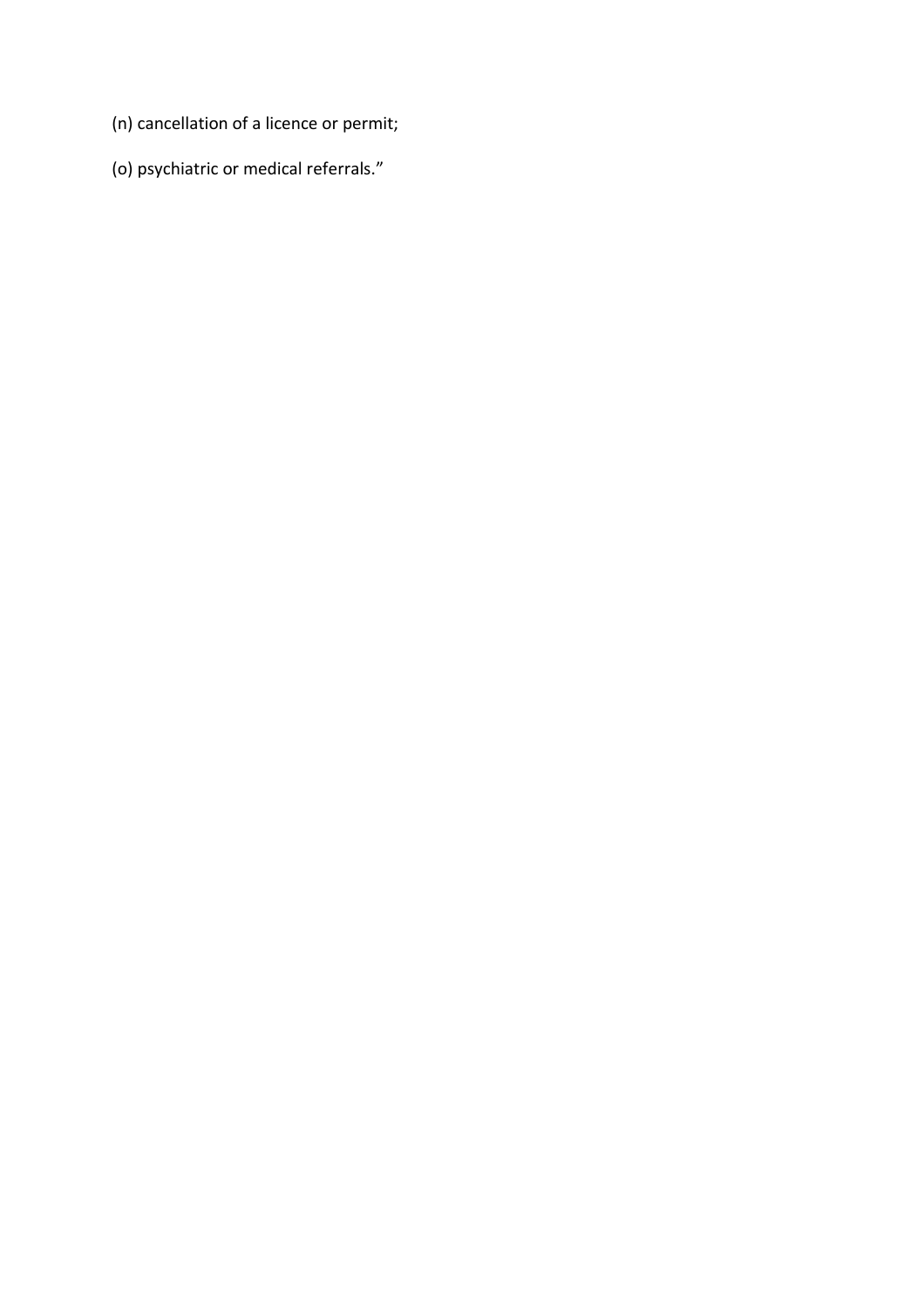(n) cancellation of a licence or permit;

(o) psychiatric or medical referrals."